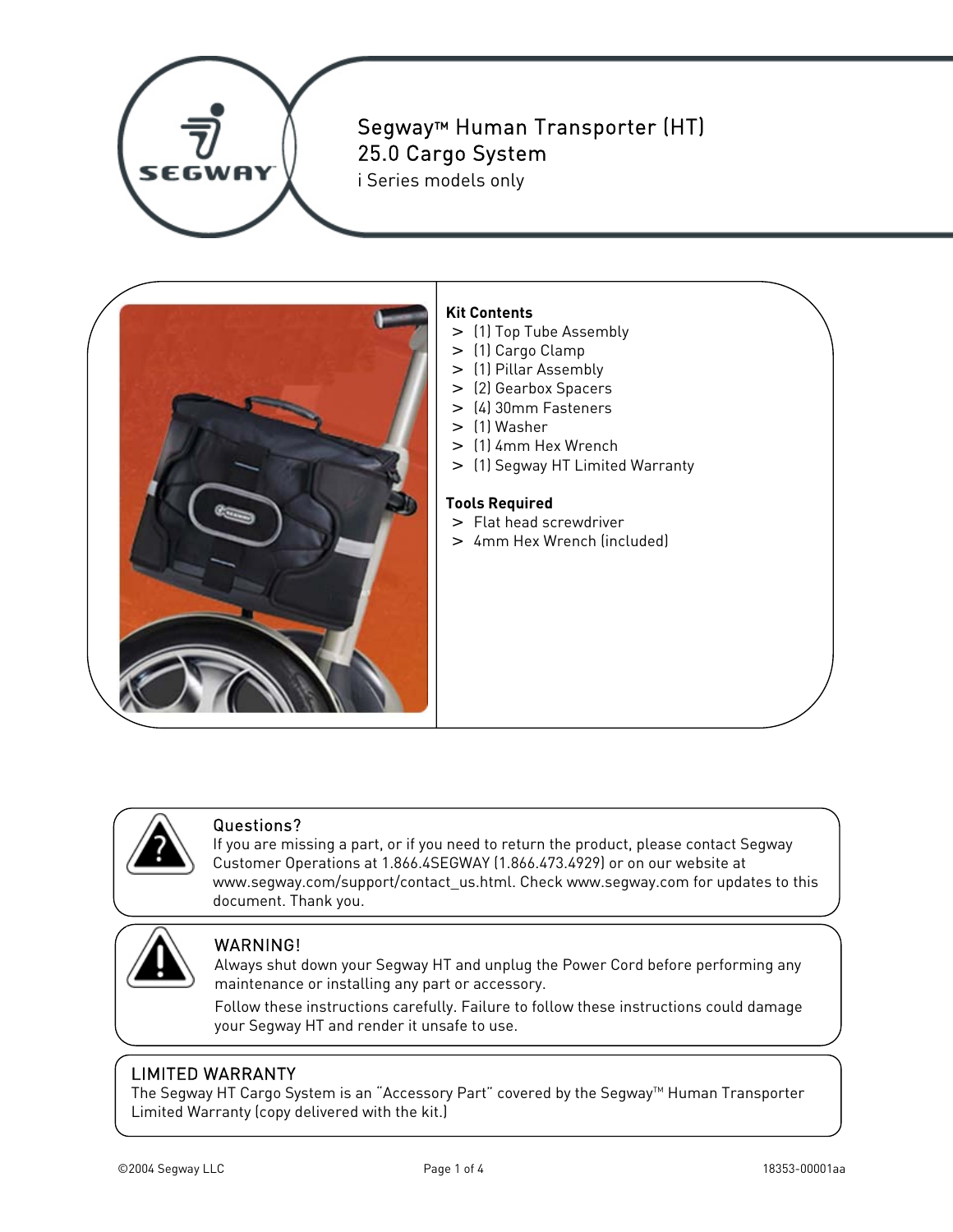# Segway™ Human Transporter (HT) 25.0 Cargo System

i Series models only

**Kit Contents**

- (1) Top Tube Assembly
- (1) Cargo Clamp
- (1) Pillar Assembly
- (2) Gearbox Spacers
- (4) 30mm Fasteners
- (1) Washer
- (1) 4mm Hex Wrench
- (1) Segway HT Limited Warranty

**Tools Required**

- Flat head screwdriver
- 4mm Hex Wrench (included)

## Questions?

If you are missing a part, or if you need to return the product, please contact Segway Customer Operations at 1.866.4SEGWAY (1.866.473.4929) or on our website at www.segway.com/support/contact_us.html. Check www.segway.com for updates to this document. Thank you.

## WARNING!

Always shut down your Segway HT and unplug the Power Cord before performing any maintenance or installing any part or accessory.

Follow these instructions carefully. Failure to follow these instructions could damage your Segway HT and render it unsafe to use.

## LIMITED WARRANTY

The Segway HT Cargo System is an "Accessory Part" covered by the Segway™ Human Transporter Limited Warranty (copy delivered with the kit.)

©2004 Segway LLC

18353-00001aa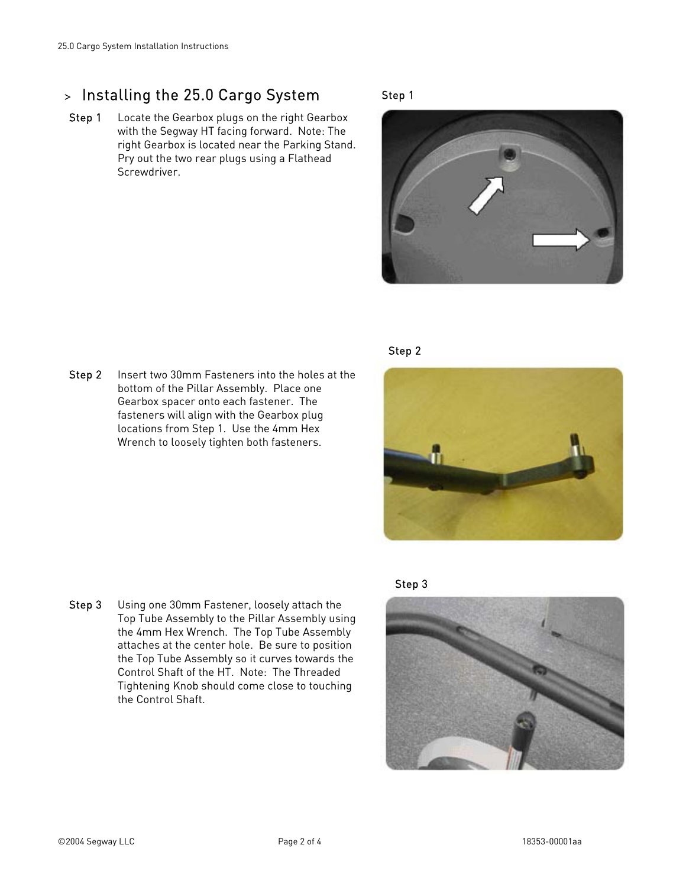## > Installing the 25.0 Cargo System

**Step 1** Locate the Gearbox plugs on the right Gearbox with the Segway HT facing forward. Note: The right Gearbox is located near the Parking Stand. Pry out the two rear plugs using a Flathead Screwdriver.

**Step 2** Insert two 30mm Fasteners into the holes at the bottom of the Pillar Assembly. Place one Gearbox spacer onto each fastener. The fasteners will align with the Gearbox plug locations from Step 1. Use the 4mm Hex Wrench to loosely tighten both fasteners.

**Step 3** Using one 30mm Fastener, loosely attach the Top Tube Assembly to the Pillar Assembly using the 4mm Hex Wrench. The Top Tube Assembly attaches at the center hole. Be sure to position the Top Tube Assembly so it curves towards the Control Shaft of the HT. Note: The Threaded Tightening Knob should come close to touching the Control Shaft.

Step 1

Step 2

Step 3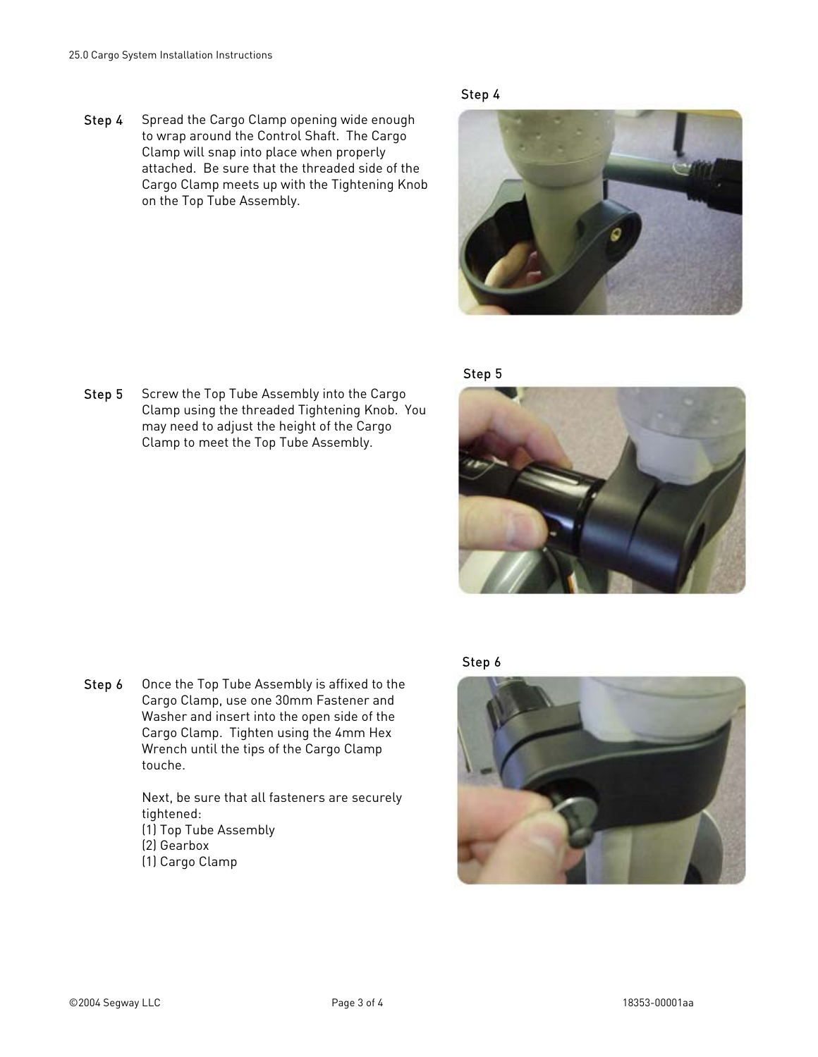**Step 4** Spread the Cargo Clamp opening wide enough to wrap around the Control Shaft. The Cargo Clamp will snap into place when properly attached. Be sure that the threaded side of the Cargo Clamp meets up with the Tightening Knob on the Top Tube Assembly.

Step 4

**Step 5** Screw the Top Tube Assembly into the Cargo Clamp using the threaded Tightening Knob. You may need to adjust the height of the Cargo Clamp to meet the Top Tube Assembly.

Step 5

**Step 6** Once the Top Tube Assembly is affixed to the Cargo Clamp, use one 30mm Fastener and Washer and insert into the open side of the Cargo Clamp. Tighten using the 4mm Hex Wrench until the tips of the Cargo Clamp touche.

Next, be sure that all fasteners are securely tightened:
(1) Top Tube Assembly
(2) Gearbox
(1) Cargo Clamp

Step 6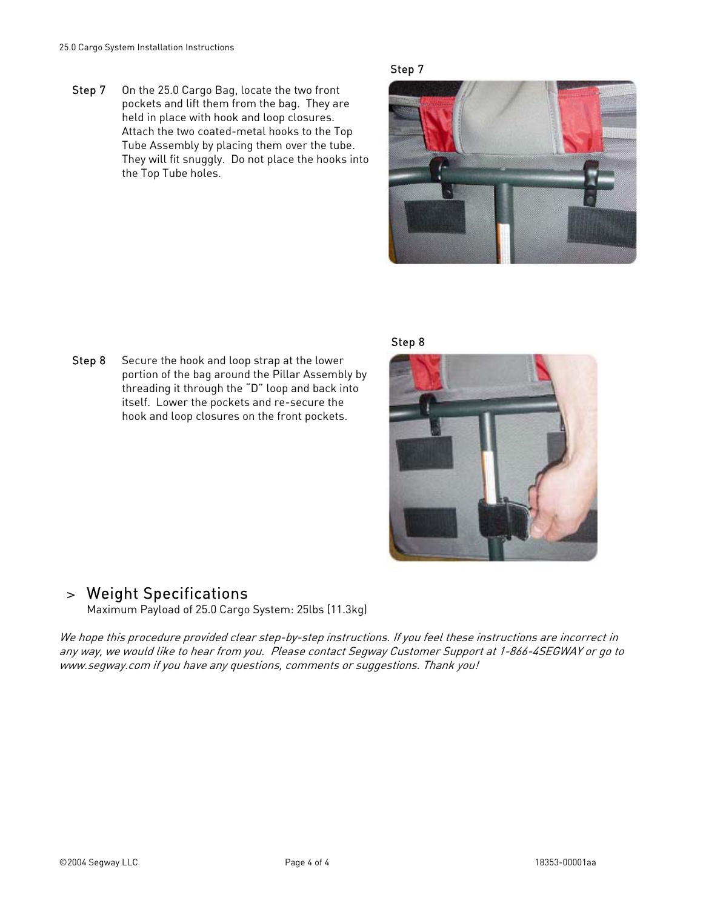**Step 7** On the 25.0 Cargo Bag, locate the two front pockets and lift them from the bag. They are held in place with hook and loop closures. Attach the two coated-metal hooks to the Top Tube Assembly by placing them over the tube. They will fit snuggly. Do not place the hooks into the Top Tube holes.

Step 7

**Step 8** Secure the hook and loop strap at the lower portion of the bag around the Pillar Assembly by threading it through the "D" loop and back into itself. Lower the pockets and re-secure the hook and loop closures on the front pockets.

Step 8

## > Weight Specifications

Maximum Payload of 25.0 Cargo System: 25lbs (11.3kg)

*We hope this procedure provided clear step-by-step instructions. If you feel these instructions are incorrect in any way, we would like to hear from you. Please contact Segway Customer Support at 1-866-4SEGWAY or go to www.segway.com if you have any questions, comments or suggestions. Thank you!*

©2004 Segway LLC 18353-00001aa